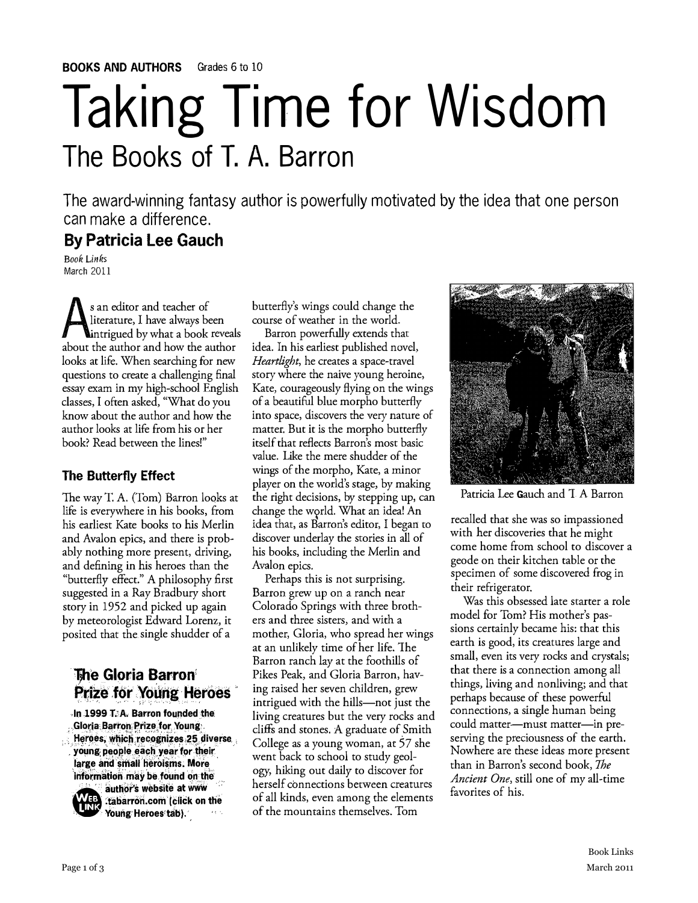BOOKS AND AUTHORS Grades 6 to 10

# Taking Time for Wisdom

## The Books of T. A. Barron

The award-winning fantasy author is powerfully motivated by the idea that one person can make a difference.

**By Patricia Lee Gauch**

*Book Links*
March 2011

As an editor and teacher of literature, I have always been intrigued by what a book reveals about the author and how the author looks at life. When searching for new questions to create a challenging final essay exam in my high-school English classes, I often asked, "What do you know about the author and how the author looks at life from his or her book? Read between the lines!"

### The Butterfly Effect

The way T. A. (Tom) Barron looks at life is everywhere in his books, from his earliest Kate books to his Merlin and Avalon epics, and there is probably nothing more present, driving, and defining in his heroes than the "butterfly effect." A philosophy first suggested in a Ray Bradbury short story in 1952 and picked up again by meteorologist Edward Lorenz, it posited that the single shudder of a butterfly's wings could change the course of weather in the world.

Barron powerfully extends that idea. In his earliest published novel, *Heartlight*, he creates a space-travel story where the naive young heroine, Kate, courageously flying on the wings of a beautiful blue morpho butterfly into space, discovers the very nature of matter. But it is the morpho butterfly itself that reflects Barron's most basic value. Like the mere shudder of the wings of the morpho, Kate, a minor player on the world's stage, by making the right decisions, by stepping up, can change the world. What an idea! An idea that, as Barron's editor, I began to discover underlay the stories in all of his books, including the Merlin and Avalon epics.

Perhaps this is not surprising. Barron grew up on a ranch near Colorado Springs with three brothers and three sisters, and with a mother, Gloria, who spread her wings at an unlikely time of her life. The Barron ranch lay at the foothills of Pikes Peak, and Gloria Barron, having raised her seven children, grew intrigued with the hills—not just the living creatures but the very rocks and cliffs and stones. A graduate of Smith College as a young woman, at 57 she went back to school to study geology, hiking out daily to discover for herself connections between creatures of all kinds, even among the elements of the mountains themselves. Tom recalled that she was so impassioned with her discoveries that he might come home from school to discover a geode on their kitchen table or the specimen of some discovered frog in their refrigerator.

Was this obsessed late starter a role model for Tom? His mother's passions certainly became his: that this earth is good, its creatures large and small, even its very rocks and crystals; that there is a connection among all things, living and nonliving; and that perhaps because of these powerful connections, a single human being could matter—must matter—in preserving the preciousness of the earth. Nowhere are these ideas more present than in Barron's second book, *The Ancient One*, still one of my all-time favorites of his.

Patricia Lee Gauch and T A Barron

### The Gloria Barron Prize for Young Heroes

**In 1999 T. A. Barron founded the Gloria Barron Prize for Young Heroes, which recognizes 25 diverse young people each year for their large and small heroisms. More information may be found on the author's website at www.tabarron.com (click on the Young Heroes tab).**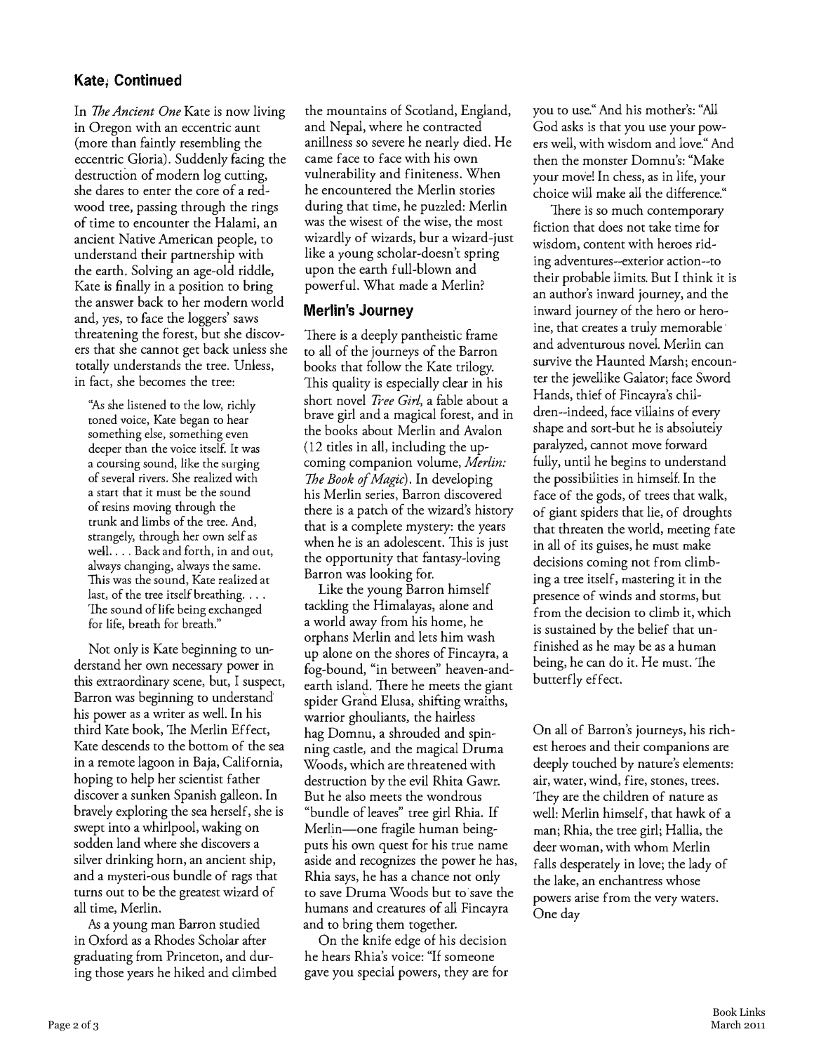## Kate, Continued

In *The Ancient One* Kate is now living in Oregon with an eccentric aunt (more than faintly resembling the eccentric Gloria). Suddenly facing the destruction of modern log cutting, she dares to enter the core of a redwood tree, passing through the rings of time to encounter the Halami, an ancient Native American people, to understand their partnership with the earth. Solving an age-old riddle, Kate is finally in a position to bring the answer back to her modern world and, yes, to face the loggers' saws threatening the forest, but she discovers that she cannot get back unless she totally understands the tree. Unless, in fact, she becomes the tree:

> "As she listened to the low, richly toned voice, Kate began to hear something else, something even deeper than the voice itself. It was a coursing sound, like the surging of several rivers. She realized with a start that it must be the sound of resins moving through the trunk and limbs of the tree. And, strangely, through her own self as well. . . . Back and forth, in and out, always changing, always the same. This was the sound, Kate realized at last, of the tree itself breathing. . . . The sound of life being exchanged for life, breath for breath."

Not only is Kate beginning to understand her own necessary power in this extraordinary scene, but, I suspect, Barron was beginning to understand his power as a writer as well. In his third Kate book, The Merlin Effect, Kate descends to the bottom of the sea in a remote lagoon in Baja, California, hoping to help her scientist father discover a sunken Spanish galleon. In bravely exploring the sea herself, she is swept into a whirlpool, waking on sodden land where she discovers a silver drinking horn, an ancient ship, and a mysteri-ous bundle of rags that turns out to be the greatest wizard of all time, Merlin.

As a young man Barron studied in Oxford as a Rhodes Scholar after graduating from Princeton, and during those years he hiked and climbed the mountains of Scotland, England, and Nepal, where he contracted anillness so severe he nearly died. He came face to face with his own vulnerability and finiteness. When he encountered the Merlin stories during that time, he puzzled: Merlin was the wisest of the wise, the most wizardly of wizards, bur a wizard-just like a young scholar-doesn't spring upon the earth full-blown and powerful. What made a Merlin?

## Merlin's Journey

There is a deeply pantheistic frame to all of the journeys of the Barron books that follow the Kate trilogy. This quality is especially clear in his short novel *Tree Girl*, a fable about a brave girl and a magical forest, and in the books about Merlin and Avalon (12 titles in all, including the upcoming companion volume, *Merlin: The Book of Magic*). In developing his Merlin series, Barron discovered there is a patch of the wizard's history that is a complete mystery: the years when he is an adolescent. This is just the opportunity that fantasy-loving Barron was looking for.

Like the young Barron himself tackling the Himalayas, alone and a world away from his home, he orphans Merlin and lets him wash up alone on the shores of Fincayra, a fog-bound, "in between" heaven-and-earth island. There he meets the giant spider Grand Elusa, shifting wraiths, warrior ghouliants, the hairless hag Domnu, a shrouded and spinning castle, and the magical Druma Woods, which are threatened with destruction by the evil Rhita Gawr. But he also meets the wondrous "bundle of leaves" tree girl Rhia. If Merlin—one fragile human being-puts his own quest for his true name aside and recognizes the power he has, Rhia says, he has a chance not only to save Druma Woods but to save the humans and creatures of all Fincayra and to bring them together.

On the knife edge of his decision he hears Rhia's voice: "If someone gave you special powers, they are for you to use." And his mother's: "All God asks is that you use your powers well, with wisdom and love." And then the monster Domnu's: "Make your move! In chess, as in life, your choice will make all the difference."

There is so much contemporary fiction that does not take time for wisdom, content with heroes riding adventures--exterior action--to their probable limits. But I think it is an author's inward journey, and the inward journey of the hero or heroine, that creates a truly memorable and adventurous novel. Merlin can survive the Haunted Marsh; encounter the jewellike Galator; face Sword Hands, thief of Fincayra's children--indeed, face villains of every shape and sort-but he is absolutely paralyzed, cannot move forward fully, until he begins to understand the possibilities in himself. In the face of the gods, of trees that walk, of giant spiders that lie, of droughts that threaten the world, meeting fate in all of its guises, he must make decisions coming not from climbing a tree itself, mastering it in the presence of winds and storms, but from the decision to climb it, which is sustained by the belief that unfinished as he may be as a human being, he can do it. He must. The butterfly effect.

On all of Barron's journeys, his richest heroes and their companions are deeply touched by nature's elements: air, water, wind, fire, stones, trees. They are the children of nature as well: Merlin himself, that hawk of a man; Rhia, the tree girl; Hallia, the deer woman, with whom Merlin falls desperately in love; the lady of the lake, an enchantress whose powers arise from the very waters. One day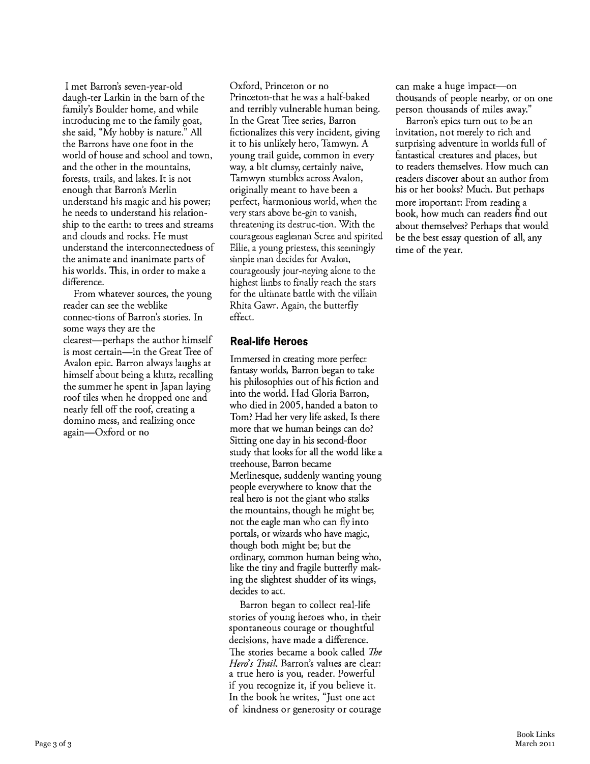I met Barron's seven-year-old daugh-ter Larkin in the barn of the family's Boulder home, and while introducing me to the family goat, she said, "My hobby is nature." All the Barrons have one foot in the world of house and school and town, and the other in the mountains, forests, trails, and lakes. It is not enough that Barron's Merlin understand his magic and his power; he needs to understand his relation-ship to the earth: to trees and streams and clouds and rocks. He must understand the interconnectedness of the animate and inanimate parts of his worlds. This, in order to make a difference.

From whatever sources, the young reader can see the weblike connec-tions of Barron's stories. In some ways they are the clearest—perhaps the author himself is most certain—in the Great Tree of Avalon epic. Barron always laughs at himself about being a klutz, recalling the summer he spent in Japan laying roof tiles when he dropped one and nearly fell off the roof, creating a domino mess, and realizing once again—Oxford or no Oxford, Princeton or no Princeton-that he was a half-baked and terribly vulnerable human being. In the Great Tree series, Barron fictionalizes this very incident, giving it to his unlikely hero, Tamwyn. A young trail guide, common in every way, a bit clumsy, certainly naive, Tamwyn stumbles across Avalon, originally meant to have been a perfect, harmonious world, when the very stars above be-gin to vanish, threatening its destruc-tion. With the courageous eagleman Scree and spirited Ellie, a young priestess, this seemingly simple man decides for Avalon, courageously jour-neying alone to the highest limbs to finally reach the stars for the ultimate battle with the villain Rhita Gawr. Again, the butterfly effect.

## Real-life Heroes

Immersed in creating more perfect fantasy worlds, Barron began to take his philosophies out of his fiction and into the world. Had Gloria Barron, who died in 2005, handed a baton to Tom? Had her very life asked, Is there more that we human beings can do? Sitting one day in his second-floor study that looks for all the world like a treehouse, Barron became Merlinesque, suddenly wanting young people everywhere to know that the real hero is not the giant who stalks the mountains, though he might be; not the eagle man who can fly into portals, or wizards who have magic, though both might be; but the ordinary, common human being who, like the tiny and fragile butterfly mak-ing the slightest shudder of its wings, decides to act.

Barron began to collect real-life stories of young heroes who, in their spontaneous courage or thoughtful decisions, have made a difference. The stories became a book called *The Hero's Trail.* Barron's values are clear: a true hero is you, reader. Powerful if you recognize it, if you believe it. In the book he writes, "Just one act of kindness or generosity or courage can make a huge impact—on thousands of people nearby, or on one person thousands of miles away."

Barron's epics turn out to be an invitation, not merely to rich and surprising adventure in worlds full of fantastical creatures and places, but to readers themselves. How much can readers discover about an author from his or her books? Much. But perhaps more important: From reading a book, how much can readers find out about themselves? Perhaps that would be the best essay question of all, any time of the year.